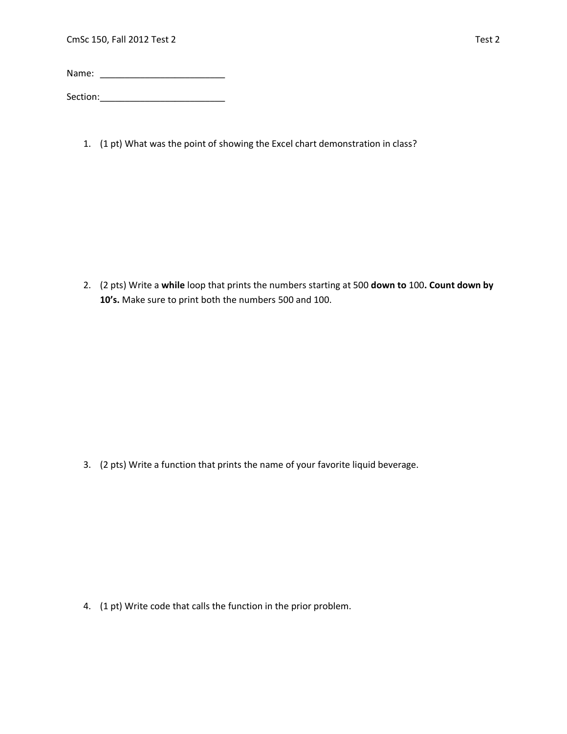CmSc 150, Fall 2012 Test 2 | Test 2

Name: _________________________

Section:_________________________

1. (1 pt) What was the point of showing the Excel chart demonstration in class?

2. (2 pts) Write a **while** loop that prints the numbers starting at 500 **down to** 100**. Count down by 10's.** Make sure to print both the numbers 500 and 100.

3. (2 pts) Write a function that prints the name of your favorite liquid beverage.

4. (1 pt) Write code that calls the function in the prior problem.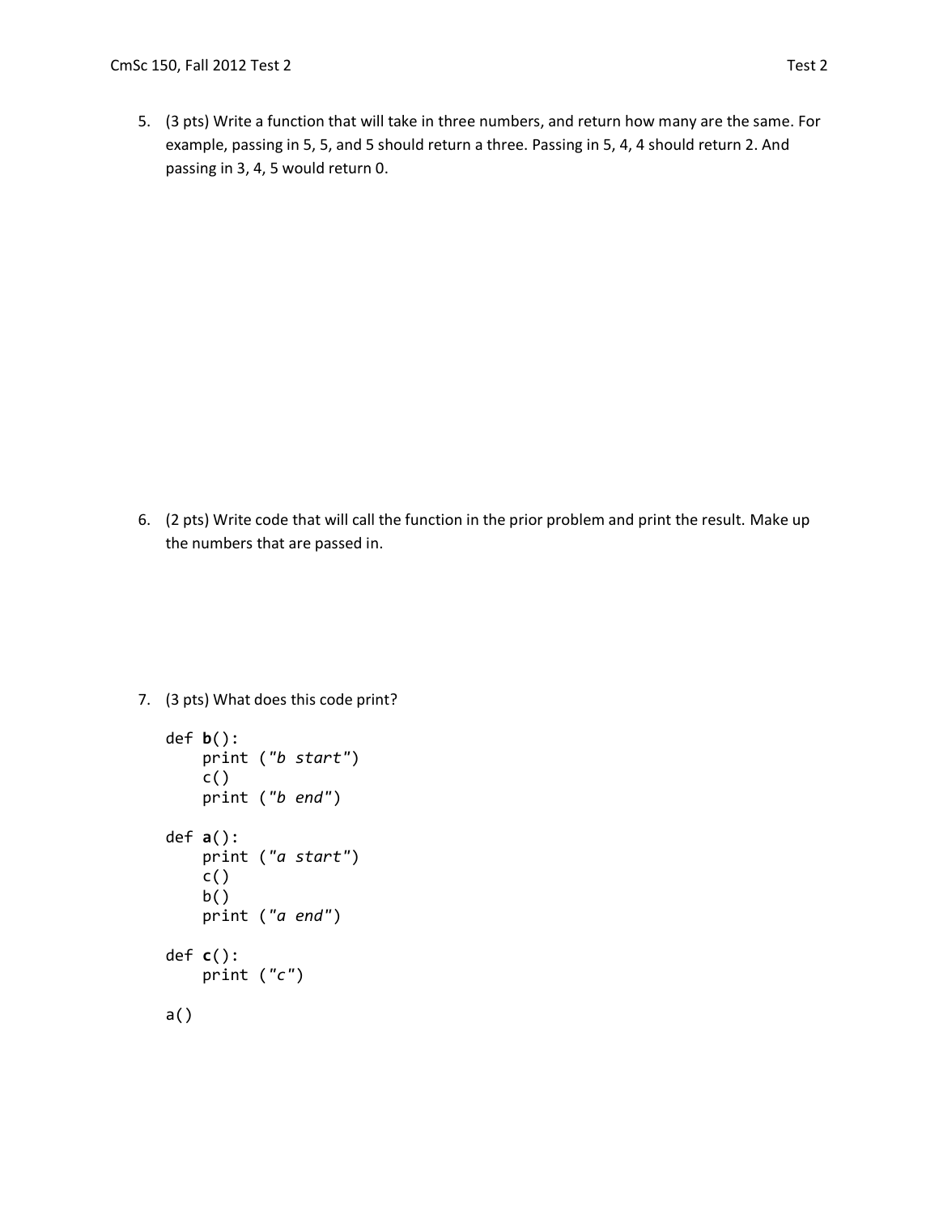5. (3 pts) Write a function that will take in three numbers, and return how many are the same. For example, passing in 5, 5, and 5 should return a three. Passing in 5, 4, 4 should return 2. And passing in 3, 4, 5 would return 0.

6. (2 pts) Write code that will call the function in the prior problem and print the result. Make up the numbers that are passed in.

7. (3 pts) What does this code print?

```
def b():
    print ("b start")
    c()
    print ("b end")

def a():
    print ("a start")
    c()
    b()
    print ("a end")

def c():
    print ("c")

a()
```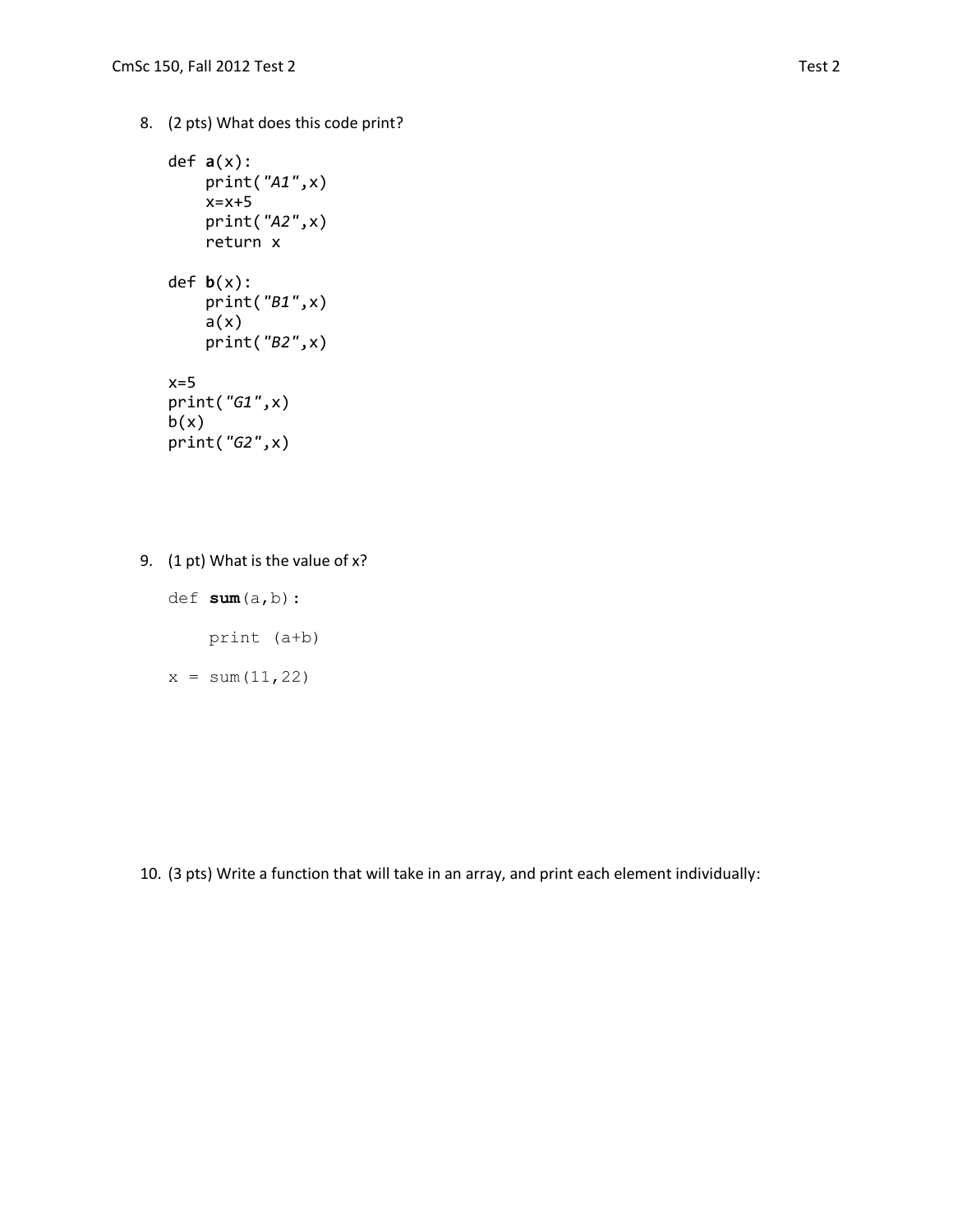8. (2 pts) What does this code print?

```
def a(x):
    print("A1",x)
    x=x+5
    print("A2",x)
    return x

def b(x):
    print("B1",x)
    a(x)
    print("B2",x)

x=5
print("G1",x)
b(x)
print("G2",x)
```

9. (1 pt) What is the value of x?

```
def sum(a,b):

    print (a+b)

x = sum(11,22)
```

10. (3 pts) Write a function that will take in an array, and print each element individually: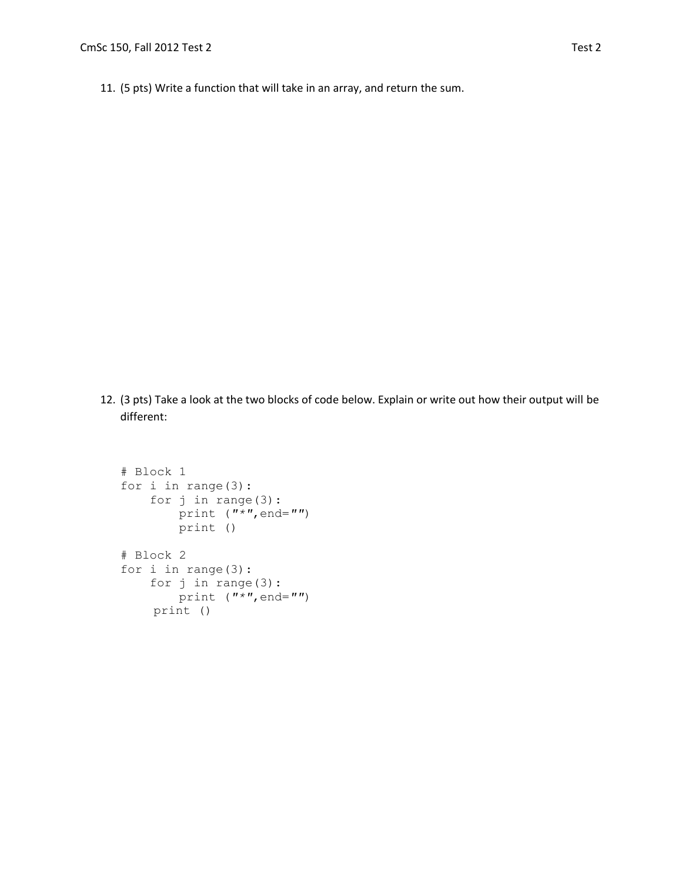11. (5 pts) Write a function that will take in an array, and return the sum.

12. (3 pts) Take a look at the two blocks of code below. Explain or write out how their output will be different:

```
# Block 1
for i in range(3):
    for j in range(3):
        print ("*",end="")
        print ()

# Block 2
for i in range(3):
    for j in range(3):
        print ("*",end="")
    print ()
```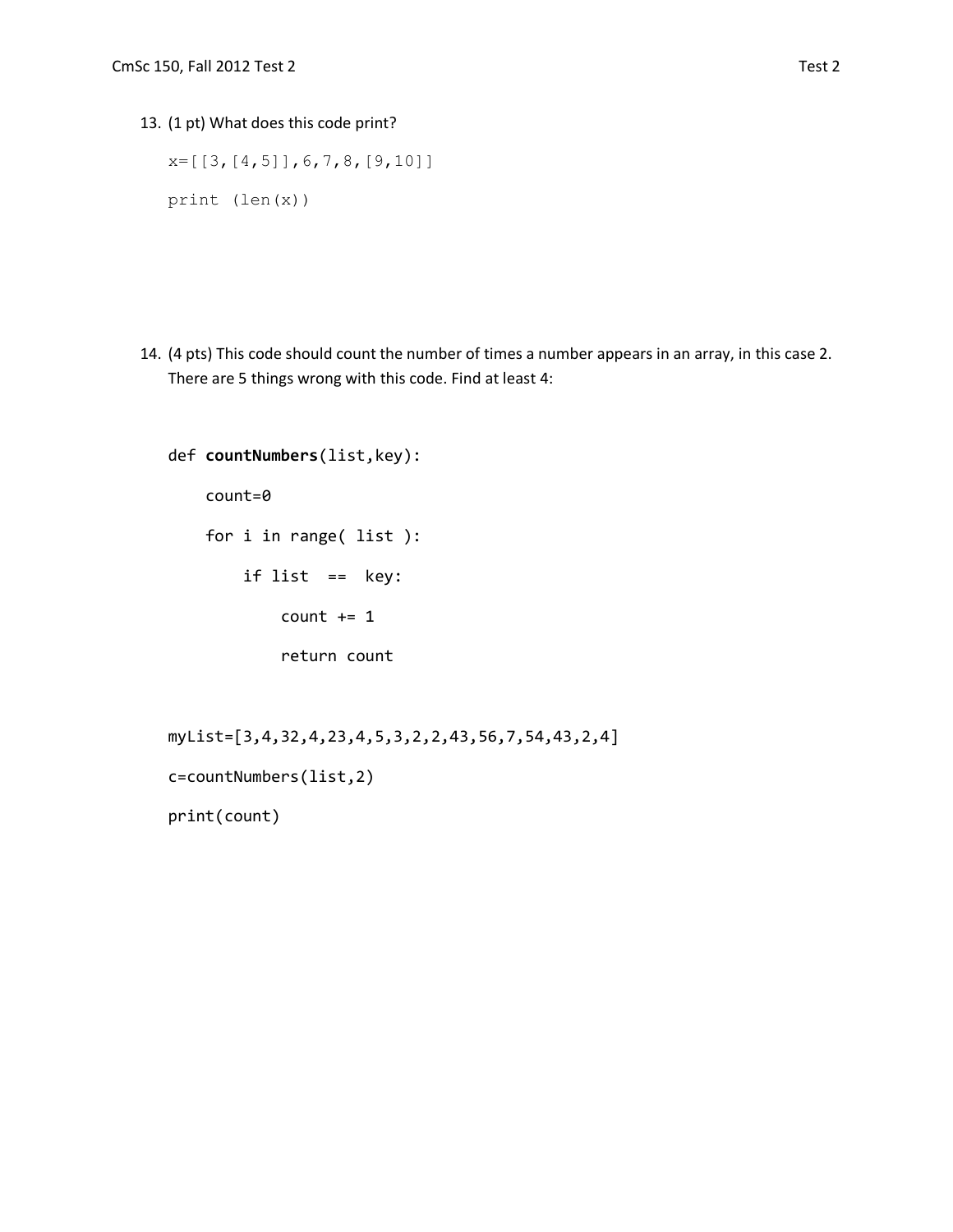13. (1 pt) What does this code print?

```
x=[[3,[4,5]],6,7,8,[9,10]]

print (len(x))
```

14. (4 pts) This code should count the number of times a number appears in an array, in this case 2. There are 5 things wrong with this code. Find at least 4:

```
def countNumbers(list,key):

    count=0

    for i in range( list ):

        if list  ==  key:

            count += 1

            return count


myList=[3,4,32,4,23,4,5,3,2,2,43,56,7,54,43,2,4]

c=countNumbers(list,2)

print(count)
```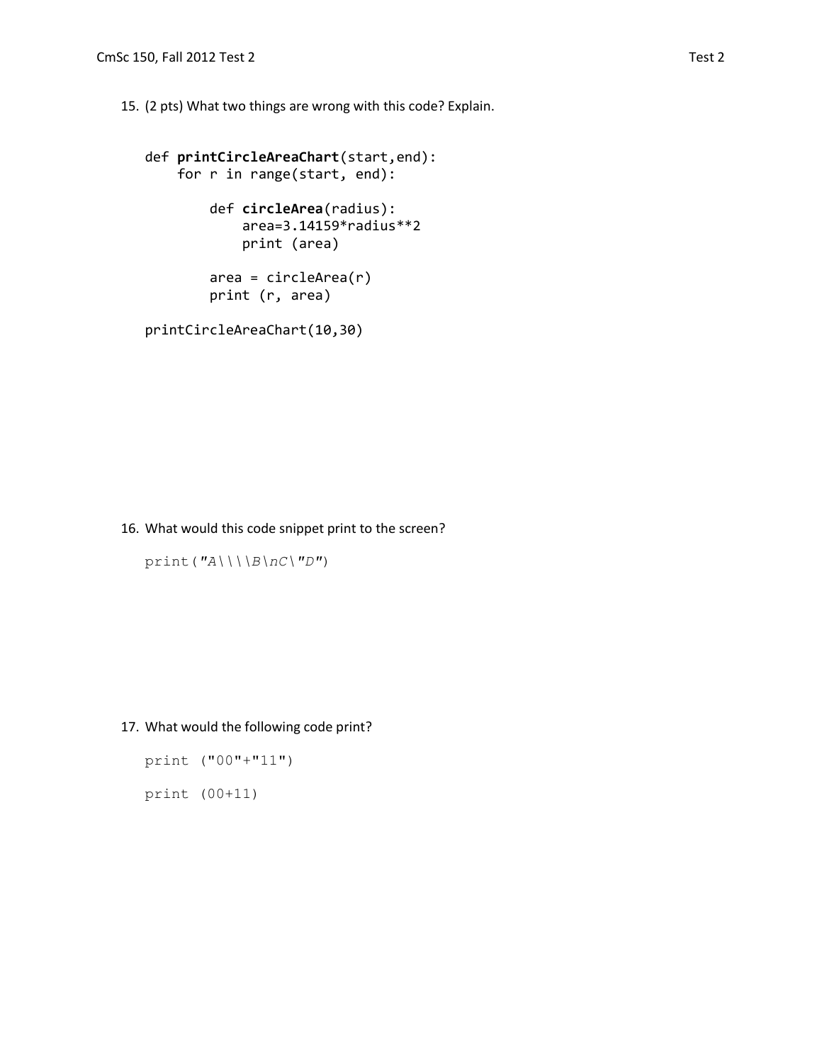15. (2 pts) What two things are wrong with this code? Explain.

```
def printCircleAreaChart(start,end):
    for r in range(start, end):

        def circleArea(radius):
            area=3.14159*radius**2
            print (area)

        area = circleArea(r)
        print (r, area)

printCircleAreaChart(10,30)
```

16. What would this code snippet print to the screen?

```
print("A\\\\B\nC\"D")
```

17. What would the following code print?

```
print ("00"+"11")

print (00+11)
```